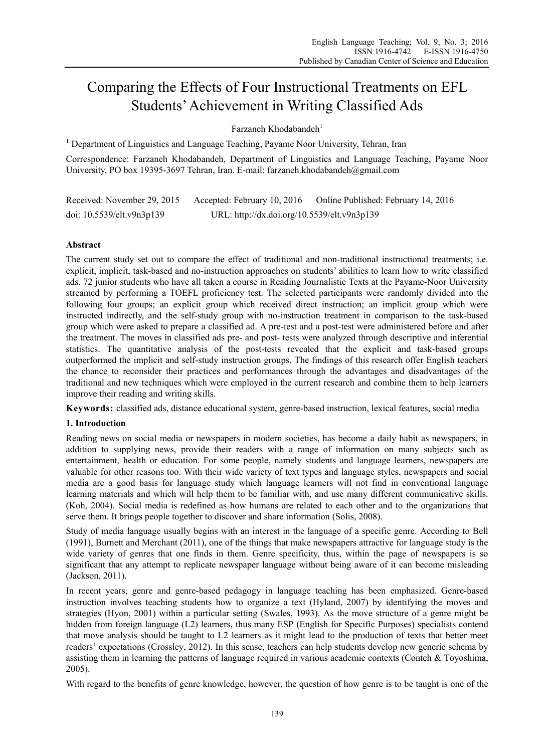# Comparing the Effects of Four Instructional Treatments on EFL Students' Achievement in Writing Classified Ads

Farzaneh Khodabandeh[1]

[1] Department of Linguistics and Language Teaching, Payame Noor University, Tehran, Iran

Correspondence: Farzaneh Khodabandeh, Department of Linguistics and Language Teaching, Payame Noor University, PO box 19395-3697 Tehran, Iran. E-mail: farzaneh.khodabandeh@gmail.com

Received: November 29, 2015 Accepted: February 10, 2016 Online Published: February 14, 2016

doi: 10.5539/elt.v9n3p139 URL: http://dx.doi.org/10.5539/elt.v9n3p139

## Abstract

The current study set out to compare the effect of traditional and non-traditional instructional treatments; i.e. explicit, implicit, task-based and no-instruction approaches on students' abilities to learn how to write classified ads. 72 junior students who have all taken a course in Reading Journalistic Texts at the Payame-Noor University streamed by performing a TOEFL proficiency test. The selected participants were randomly divided into the following four groups; an explicit group which received direct instruction; an implicit group which were instructed indirectly, and the self-study group with no-instruction treatment in comparison to the task-based group which were asked to prepare a classified ad. A pre-test and a post-test were administered before and after the treatment. The moves in classified ads pre- and post- tests were analyzed through descriptive and inferential statistics. The quantitative analysis of the post-tests revealed that the explicit and task-based groups outperformed the implicit and self-study instruction groups. The findings of this research offer English teachers the chance to reconsider their practices and performances through the advantages and disadvantages of the traditional and new techniques which were employed in the current research and combine them to help learners improve their reading and writing skills.

**Keywords:** classified ads, distance educational system, genre-based instruction, lexical features, social media

## 1. Introduction

Reading news on social media or newspapers in modern societies, has become a daily habit as newspapers, in addition to supplying news, provide their readers with a range of information on many subjects such as entertainment, health or education. For some people, namely students and language learners, newspapers are valuable for other reasons too. With their wide variety of text types and language styles, newspapers and social media are a good basis for language study which language learners will not find in conventional language learning materials and which will help them to be familiar with, and use many different communicative skills. (Koh, 2004). Social media is redefined as how humans are related to each other and to the organizations that serve them. It brings people together to discover and share information (Solis, 2008).

Study of media language usually begins with an interest in the language of a specific genre. According to Bell (1991), Burnett and Merchant (2011), one of the things that make newspapers attractive for language study is the wide variety of genres that one finds in them. Genre specificity, thus, within the page of newspapers is so significant that any attempt to replicate newspaper language without being aware of it can become misleading (Jackson, 2011).

In recent years, genre and genre-based pedagogy in language teaching has been emphasized. Genre-based instruction involves teaching students how to organize a text (Hyland, 2007) by identifying the moves and strategies (Hyon, 2001) within a particular setting (Swales, 1993). As the move structure of a genre might be hidden from foreign language (L2) learners, thus many ESP (English for Specific Purposes) specialists contend that move analysis should be taught to L2 learners as it might lead to the production of texts that better meet readers' expectations (Crossley, 2012). In this sense, teachers can help students develop new generic schema by assisting them in learning the patterns of language required in various academic contexts (Conteh & Toyoshima, 2005).

With regard to the benefits of genre knowledge, however, the question of how genre is to be taught is one of the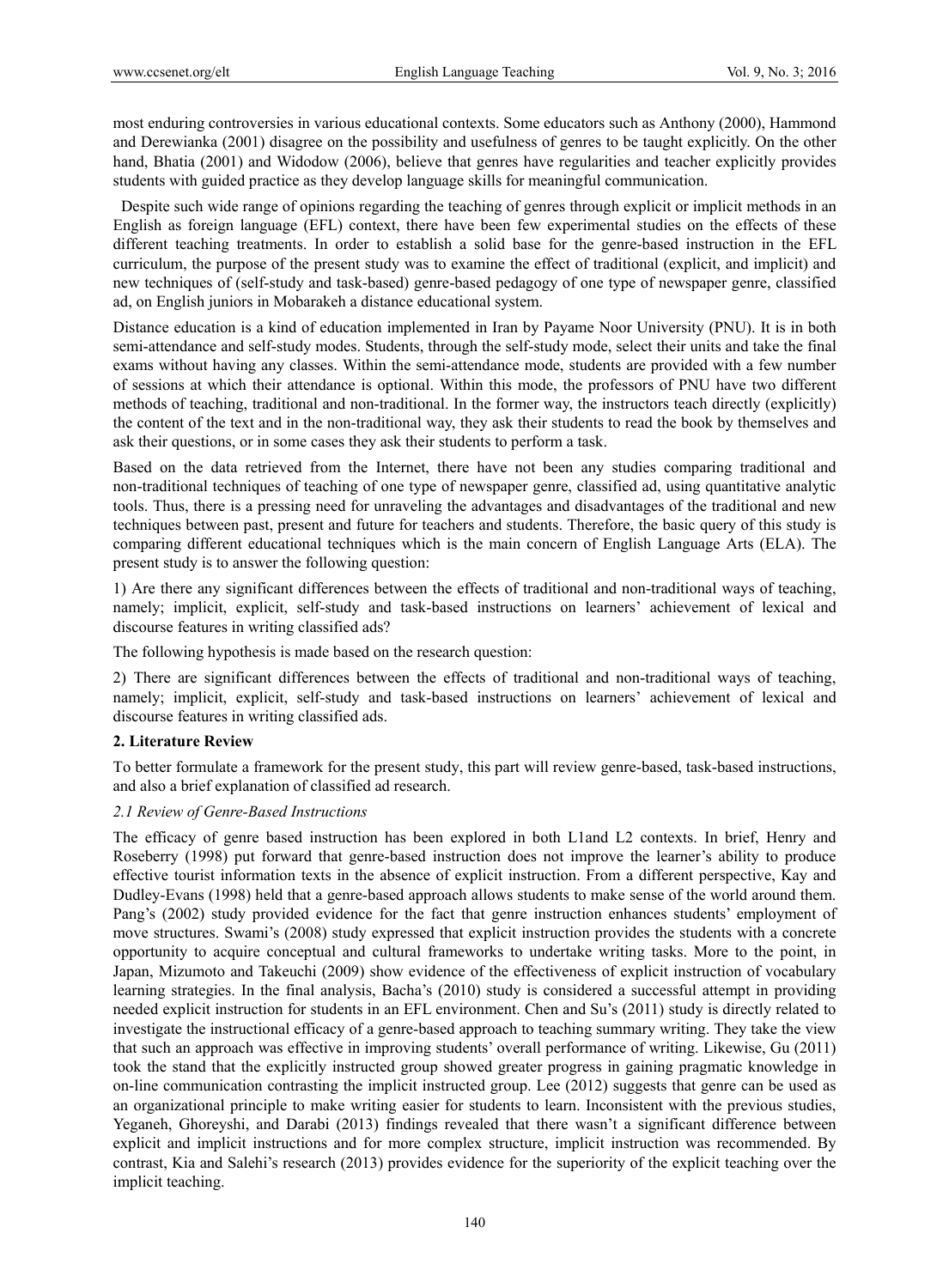most enduring controversies in various educational contexts. Some educators such as Anthony (2000), Hammond and Derewianka (2001) disagree on the possibility and usefulness of genres to be taught explicitly. On the other hand, Bhatia (2001) and Widodow (2006), believe that genres have regularities and teacher explicitly provides students with guided practice as they develop language skills for meaningful communication.

Despite such wide range of opinions regarding the teaching of genres through explicit or implicit methods in an English as foreign language (EFL) context, there have been few experimental studies on the effects of these different teaching treatments. In order to establish a solid base for the genre-based instruction in the EFL curriculum, the purpose of the present study was to examine the effect of traditional (explicit, and implicit) and new techniques of (self-study and task-based) genre-based pedagogy of one type of newspaper genre, classified ad, on English juniors in Mobarakeh a distance educational system.

Distance education is a kind of education implemented in Iran by Payame Noor University (PNU). It is in both semi-attendance and self-study modes. Students, through the self-study mode, select their units and take the final exams without having any classes. Within the semi-attendance mode, students are provided with a few number of sessions at which their attendance is optional. Within this mode, the professors of PNU have two different methods of teaching, traditional and non-traditional. In the former way, the instructors teach directly (explicitly) the content of the text and in the non-traditional way, they ask their students to read the book by themselves and ask their questions, or in some cases they ask their students to perform a task.

Based on the data retrieved from the Internet, there have not been any studies comparing traditional and non-traditional techniques of teaching of one type of newspaper genre, classified ad, using quantitative analytic tools. Thus, there is a pressing need for unraveling the advantages and disadvantages of the traditional and new techniques between past, present and future for teachers and students. Therefore, the basic query of this study is comparing different educational techniques which is the main concern of English Language Arts (ELA). The present study is to answer the following question:

1) Are there any significant differences between the effects of traditional and non-traditional ways of teaching, namely; implicit, explicit, self-study and task-based instructions on learners' achievement of lexical and discourse features in writing classified ads?

The following hypothesis is made based on the research question:

2) There are significant differences between the effects of traditional and non-traditional ways of teaching, namely; implicit, explicit, self-study and task-based instructions on learners' achievement of lexical and discourse features in writing classified ads.

## 2. Literature Review

To better formulate a framework for the present study, this part will review genre-based, task-based instructions, and also a brief explanation of classified ad research.

### *2.1 Review of Genre-Based Instructions*

The efficacy of genre based instruction has been explored in both L1and L2 contexts. In brief, Henry and Roseberry (1998) put forward that genre-based instruction does not improve the learner's ability to produce effective tourist information texts in the absence of explicit instruction. From a different perspective, Kay and Dudley-Evans (1998) held that a genre-based approach allows students to make sense of the world around them. Pang's (2002) study provided evidence for the fact that genre instruction enhances students' employment of move structures. Swami's (2008) study expressed that explicit instruction provides the students with a concrete opportunity to acquire conceptual and cultural frameworks to undertake writing tasks. More to the point, in Japan, Mizumoto and Takeuchi (2009) show evidence of the effectiveness of explicit instruction of vocabulary learning strategies. In the final analysis, Bacha's (2010) study is considered a successful attempt in providing needed explicit instruction for students in an EFL environment. Chen and Su's (2011) study is directly related to investigate the instructional efficacy of a genre-based approach to teaching summary writing. They take the view that such an approach was effective in improving students' overall performance of writing. Likewise, Gu (2011) took the stand that the explicitly instructed group showed greater progress in gaining pragmatic knowledge in on-line communication contrasting the implicit instructed group. Lee (2012) suggests that genre can be used as an organizational principle to make writing easier for students to learn. Inconsistent with the previous studies, Yeganeh, Ghoreyshi, and Darabi (2013) findings revealed that there wasn't a significant difference between explicit and implicit instructions and for more complex structure, implicit instruction was recommended. By contrast, Kia and Salehi's research (2013) provides evidence for the superiority of the explicit teaching over the implicit teaching.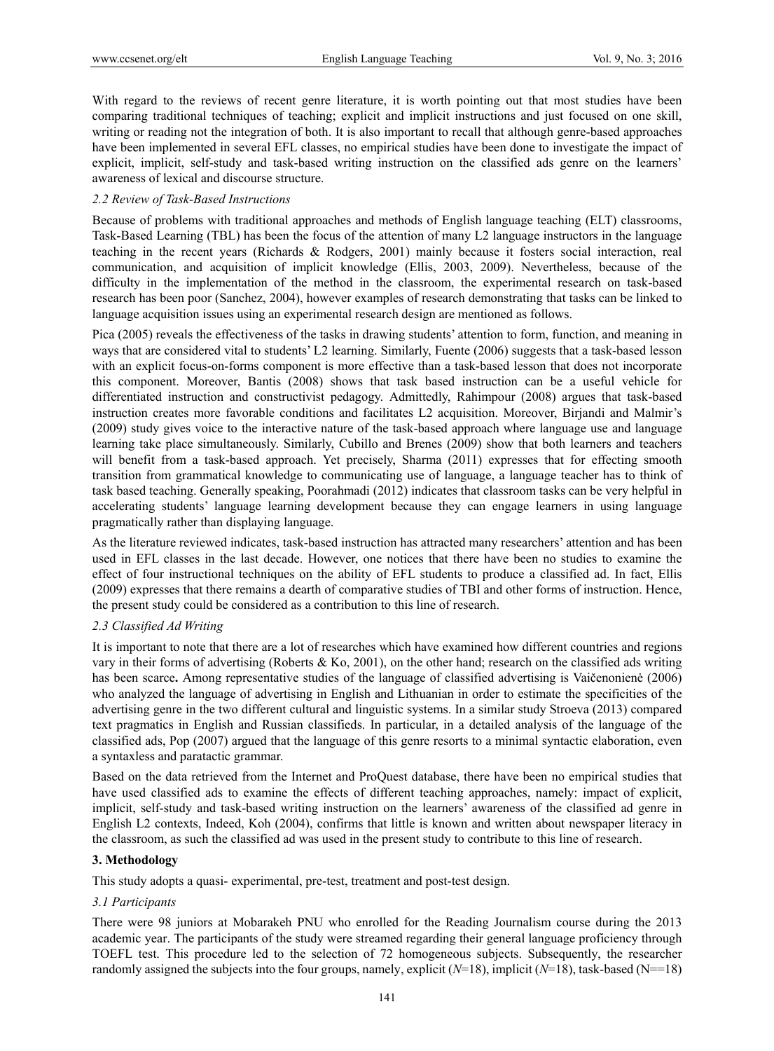With regard to the reviews of recent genre literature, it is worth pointing out that most studies have been comparing traditional techniques of teaching; explicit and implicit instructions and just focused on one skill, writing or reading not the integration of both. It is also important to recall that although genre-based approaches have been implemented in several EFL classes, no empirical studies have been done to investigate the impact of explicit, implicit, self-study and task-based writing instruction on the classified ads genre on the learners' awareness of lexical and discourse structure.

### *2.2 Review of Task-Based Instructions*

Because of problems with traditional approaches and methods of English language teaching (ELT) classrooms, Task-Based Learning (TBL) has been the focus of the attention of many L2 language instructors in the language teaching in the recent years (Richards & Rodgers, 2001) mainly because it fosters social interaction, real communication, and acquisition of implicit knowledge (Ellis, 2003, 2009). Nevertheless, because of the difficulty in the implementation of the method in the classroom, the experimental research on task-based research has been poor (Sanchez, 2004), however examples of research demonstrating that tasks can be linked to language acquisition issues using an experimental research design are mentioned as follows.

Pica (2005) reveals the effectiveness of the tasks in drawing students' attention to form, function, and meaning in ways that are considered vital to students' L2 learning. Similarly, Fuente (2006) suggests that a task-based lesson with an explicit focus-on-forms component is more effective than a task-based lesson that does not incorporate this component. Moreover, Bantis (2008) shows that task based instruction can be a useful vehicle for differentiated instruction and constructivist pedagogy. Admittedly, Rahimpour (2008) argues that task-based instruction creates more favorable conditions and facilitates L2 acquisition. Moreover, Birjandi and Malmir's (2009) study gives voice to the interactive nature of the task-based approach where language use and language learning take place simultaneously. Similarly, Cubillo and Brenes (2009) show that both learners and teachers will benefit from a task-based approach. Yet precisely, Sharma (2011) expresses that for effecting smooth transition from grammatical knowledge to communicating use of language, a language teacher has to think of task based teaching. Generally speaking, Poorahmadi (2012) indicates that classroom tasks can be very helpful in accelerating students' language learning development because they can engage learners in using language pragmatically rather than displaying language.

As the literature reviewed indicates, task-based instruction has attracted many researchers' attention and has been used in EFL classes in the last decade. However, one notices that there have been no studies to examine the effect of four instructional techniques on the ability of EFL students to produce a classified ad. In fact, Ellis (2009) expresses that there remains a dearth of comparative studies of TBI and other forms of instruction. Hence, the present study could be considered as a contribution to this line of research.

### *2.3 Classified Ad Writing*

It is important to note that there are a lot of researches which have examined how different countries and regions vary in their forms of advertising (Roberts & Ko, 2001), on the other hand; research on the classified ads writing has been scarce**.** Among representative studies of the language of classified advertising is Vaičenonienė (2006) who analyzed the language of advertising in English and Lithuanian in order to estimate the specificities of the advertising genre in the two different cultural and linguistic systems. In a similar study Stroeva (2013) compared text pragmatics in English and Russian classifieds. In particular, in a detailed analysis of the language of the classified ads, Pop (2007) argued that the language of this genre resorts to a minimal syntactic elaboration, even a syntaxless and paratactic grammar.

Based on the data retrieved from the Internet and ProQuest database, there have been no empirical studies that have used classified ads to examine the effects of different teaching approaches, namely: impact of explicit, implicit, self-study and task-based writing instruction on the learners' awareness of the classified ad genre in English L2 contexts, Indeed, Koh (2004), confirms that little is known and written about newspaper literacy in the classroom, as such the classified ad was used in the present study to contribute to this line of research.

## **3. Methodology**

This study adopts a quasi- experimental, pre-test, treatment and post-test design.

### *3.1 Participants*

There were 98 juniors at Mobarakeh PNU who enrolled for the Reading Journalism course during the 2013 academic year. The participants of the study were streamed regarding their general language proficiency through TOEFL test. This procedure led to the selection of 72 homogeneous subjects. Subsequently, the researcher randomly assigned the subjects into the four groups, namely, explicit (*N*=18), implicit (*N*=18), task-based (N==18)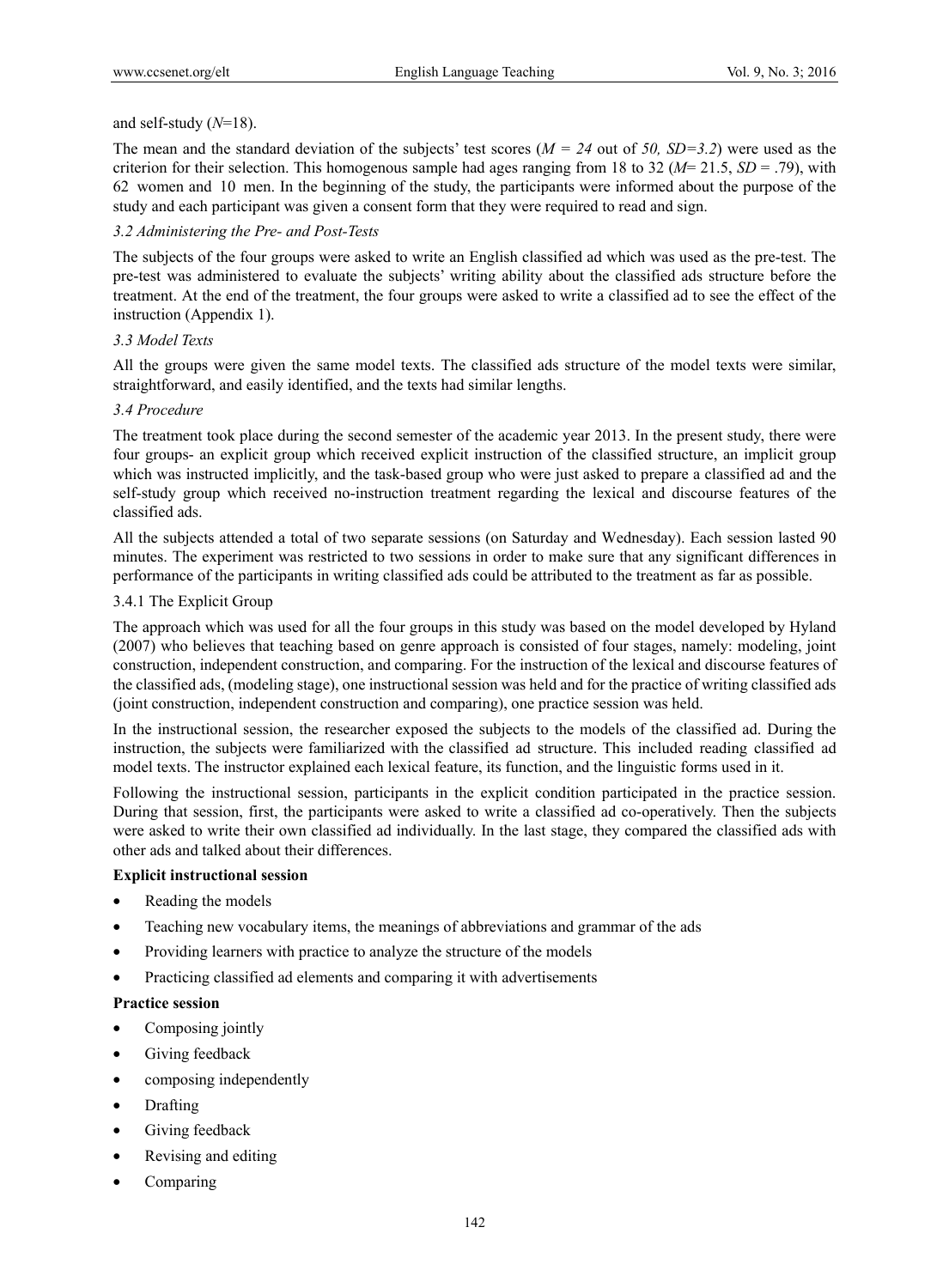and self-study ($N$=18).

The mean and the standard deviation of the subjects' test scores ($M = 24$ out of $50$, $SD=3.2$) were used as the criterion for their selection. This homogenous sample had ages ranging from 18 to 32 ($M$= 21.5, $SD$ = .79), with 62 women and 10 men. In the beginning of the study, the participants were informed about the purpose of the study and each participant was given a consent form that they were required to read and sign.

### *3.2 Administering the Pre- and Post-Tests*

The subjects of the four groups were asked to write an English classified ad which was used as the pre-test. The pre-test was administered to evaluate the subjects' writing ability about the classified ads structure before the treatment. At the end of the treatment, the four groups were asked to write a classified ad to see the effect of the instruction (Appendix 1).

### *3.3 Model Texts*

All the groups were given the same model texts. The classified ads structure of the model texts were similar, straightforward, and easily identified, and the texts had similar lengths.

### *3.4 Procedure*

The treatment took place during the second semester of the academic year 2013. In the present study, there were four groups- an explicit group which received explicit instruction of the classified structure, an implicit group which was instructed implicitly, and the task-based group who were just asked to prepare a classified ad and the self-study group which received no-instruction treatment regarding the lexical and discourse features of the classified ads.

All the subjects attended a total of two separate sessions (on Saturday and Wednesday). Each session lasted 90 minutes. The experiment was restricted to two sessions in order to make sure that any significant differences in performance of the participants in writing classified ads could be attributed to the treatment as far as possible.

#### 3.4.1 The Explicit Group

The approach which was used for all the four groups in this study was based on the model developed by Hyland (2007) who believes that teaching based on genre approach is consisted of four stages, namely: modeling, joint construction, independent construction, and comparing. For the instruction of the lexical and discourse features of the classified ads, (modeling stage), one instructional session was held and for the practice of writing classified ads (joint construction, independent construction and comparing), one practice session was held.

In the instructional session, the researcher exposed the subjects to the models of the classified ad. During the instruction, the subjects were familiarized with the classified ad structure. This included reading classified ad model texts. The instructor explained each lexical feature, its function, and the linguistic forms used in it.

Following the instructional session, participants in the explicit condition participated in the practice session. During that session, first, the participants were asked to write a classified ad co-operatively. Then the subjects were asked to write their own classified ad individually. In the last stage, they compared the classified ads with other ads and talked about their differences.

**Explicit instructional session**

- Reading the models
- Teaching new vocabulary items, the meanings of abbreviations and grammar of the ads
- Providing learners with practice to analyze the structure of the models
- Practicing classified ad elements and comparing it with advertisements

**Practice session**

- Composing jointly
- Giving feedback
- composing independently
- Drafting
- Giving feedback
- Revising and editing
- Comparing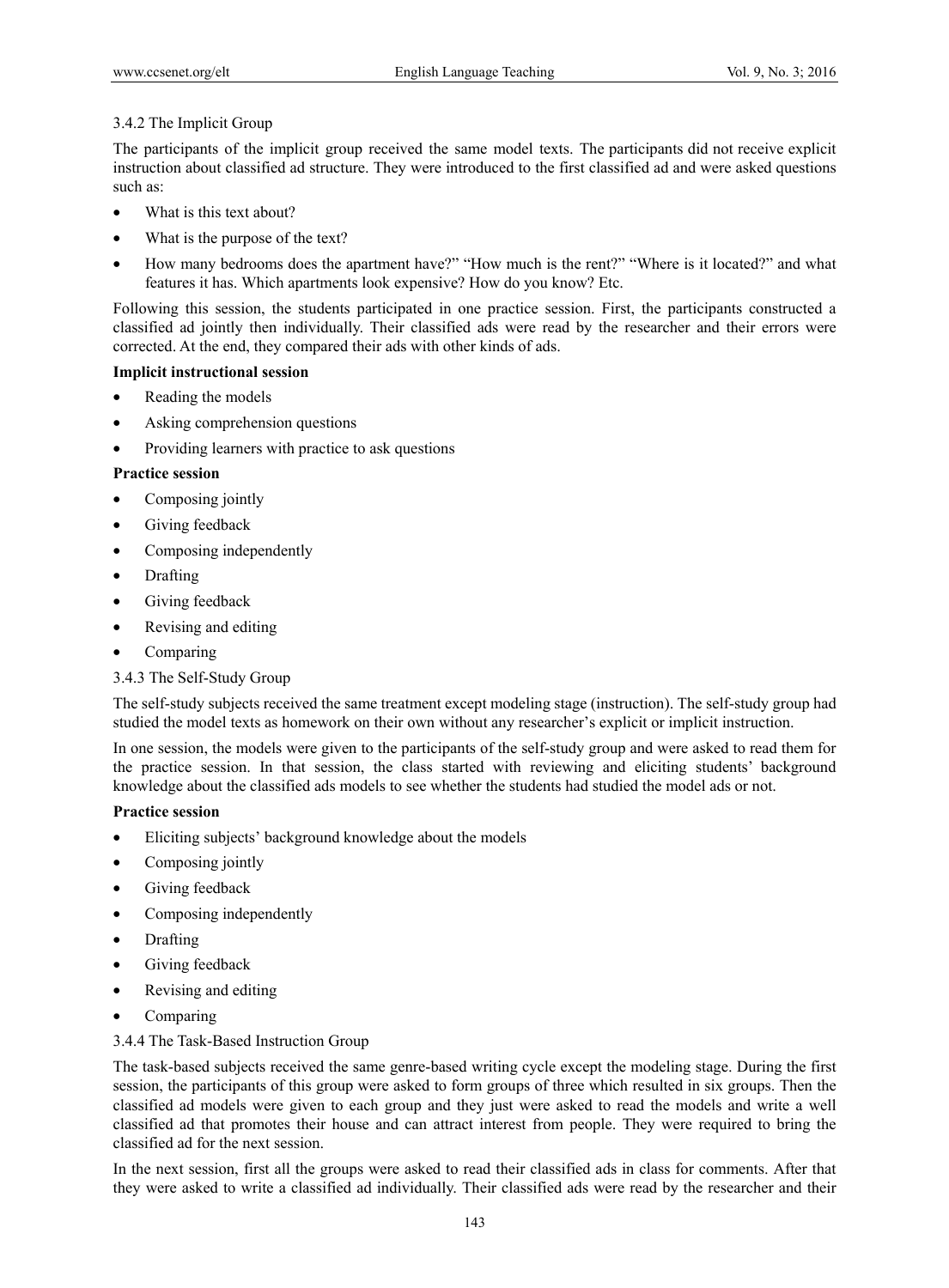#### 3.4.2 The Implicit Group

The participants of the implicit group received the same model texts. The participants did not receive explicit instruction about classified ad structure. They were introduced to the first classified ad and were asked questions such as:

- What is this text about?
- What is the purpose of the text?
- How many bedrooms does the apartment have?" "How much is the rent?" "Where is it located?" and what features it has. Which apartments look expensive? How do you know? Etc.

Following this session, the students participated in one practice session. First, the participants constructed a classified ad jointly then individually. Their classified ads were read by the researcher and their errors were corrected. At the end, they compared their ads with other kinds of ads.

**Implicit instructional session**

- Reading the models
- Asking comprehension questions
- Providing learners with practice to ask questions

**Practice session**

- Composing jointly
- Giving feedback
- Composing independently
- Drafting
- Giving feedback
- Revising and editing
- Comparing

#### 3.4.3 The Self-Study Group

The self-study subjects received the same treatment except modeling stage (instruction). The self-study group had studied the model texts as homework on their own without any researcher's explicit or implicit instruction.

In one session, the models were given to the participants of the self-study group and were asked to read them for the practice session. In that session, the class started with reviewing and eliciting students' background knowledge about the classified ads models to see whether the students had studied the model ads or not.

**Practice session**

- Eliciting subjects' background knowledge about the models
- Composing jointly
- Giving feedback
- Composing independently
- Drafting
- Giving feedback
- Revising and editing
- Comparing

#### 3.4.4 The Task-Based Instruction Group

The task-based subjects received the same genre-based writing cycle except the modeling stage. During the first session, the participants of this group were asked to form groups of three which resulted in six groups. Then the classified ad models were given to each group and they just were asked to read the models and write a well classified ad that promotes their house and can attract interest from people. They were required to bring the classified ad for the next session.

In the next session, first all the groups were asked to read their classified ads in class for comments. After that they were asked to write a classified ad individually. Their classified ads were read by the researcher and their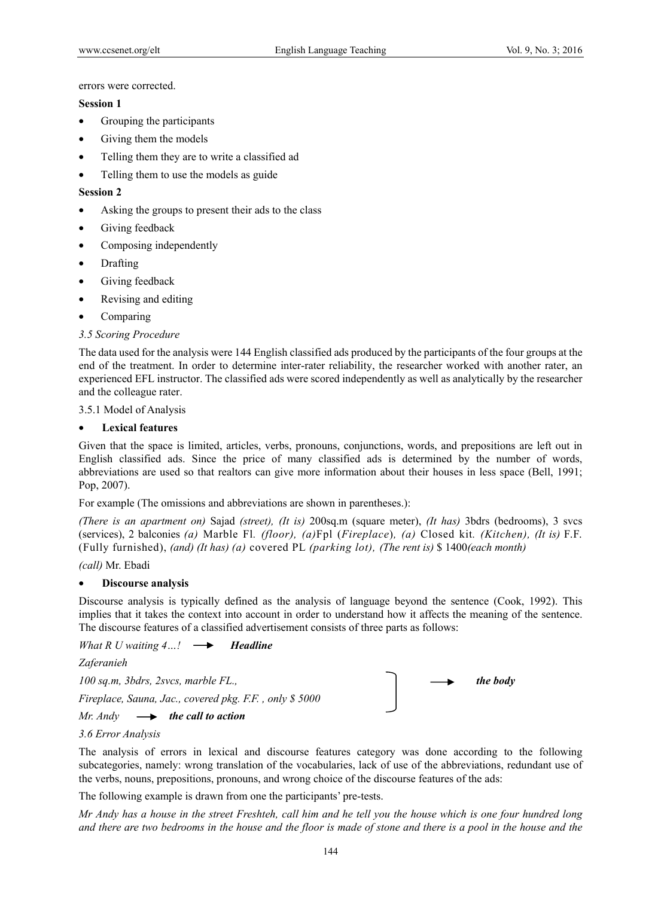errors were corrected.

**Session 1**

- Grouping the participants
- Giving them the models
- Telling them they are to write a classified ad
- Telling them to use the models as guide

**Session 2**

- Asking the groups to present their ads to the class
- Giving feedback
- Composing independently
- Drafting
- Giving feedback
- Revising and editing
- Comparing

### *3.5 Scoring Procedure*

The data used for the analysis were 144 English classified ads produced by the participants of the four groups at the end of the treatment. In order to determine inter-rater reliability, the researcher worked with another rater, an experienced EFL instructor. The classified ads were scored independently as well as analytically by the researcher and the colleague rater.

#### 3.5.1 Model of Analysis

- **Lexical features**

Given that the space is limited, articles, verbs, pronouns, conjunctions, words, and prepositions are left out in English classified ads. Since the price of many classified ads is determined by the number of words, abbreviations are used so that realtors can give more information about their houses in less space (Bell, 1991; Pop, 2007).

For example (The omissions and abbreviations are shown in parentheses.):

*(There is an apartment on)* Sajad *(street), (It is)* 200sq.m (square meter), *(It has)* 3bdrs (bedrooms), 3 svcs (services), 2 balconies *(a)* Marble Fl. *(floor), (a)*Fpl (*Fireplace*), *(a)* Closed kit. *(Kitchen), (It is)* F.F. (Fully furnished), *(and) (It has) (a)* covered PL *(parking lot), (The rent is)* $ 1400*(each month)*

*(call)* Mr. Ebadi

- **Discourse analysis**

Discourse analysis is typically defined as the analysis of language beyond the sentence (Cook, 1992). This implies that it takes the context into account in order to understand how it affects the meaning of the sentence. The discourse features of a classified advertisement consists of three parts as follows:

*What R U waiting 4…!* ⟶ ***Headline***

*Zaferanieh*

*100 sq.m, 3bdrs, 2svcs, marble FL.,* ⟶ ***the body***

*Fireplace, Sauna, Jac., covered pkg. F.F. , only $ 5000*

*Mr. Andy* ⟶ ***the call to action***

### *3.6 Error Analysis*

The analysis of errors in lexical and discourse features category was done according to the following subcategories, namely: wrong translation of the vocabularies, lack of use of the abbreviations, redundant use of the verbs, nouns, prepositions, pronouns, and wrong choice of the discourse features of the ads:

The following example is drawn from one the participants' pre-tests.

*Mr Andy has a house in the street Freshteh, call him and he tell you the house which is one four hundred long and there are two bedrooms in the house and the floor is made of stone and there is a pool in the house and the*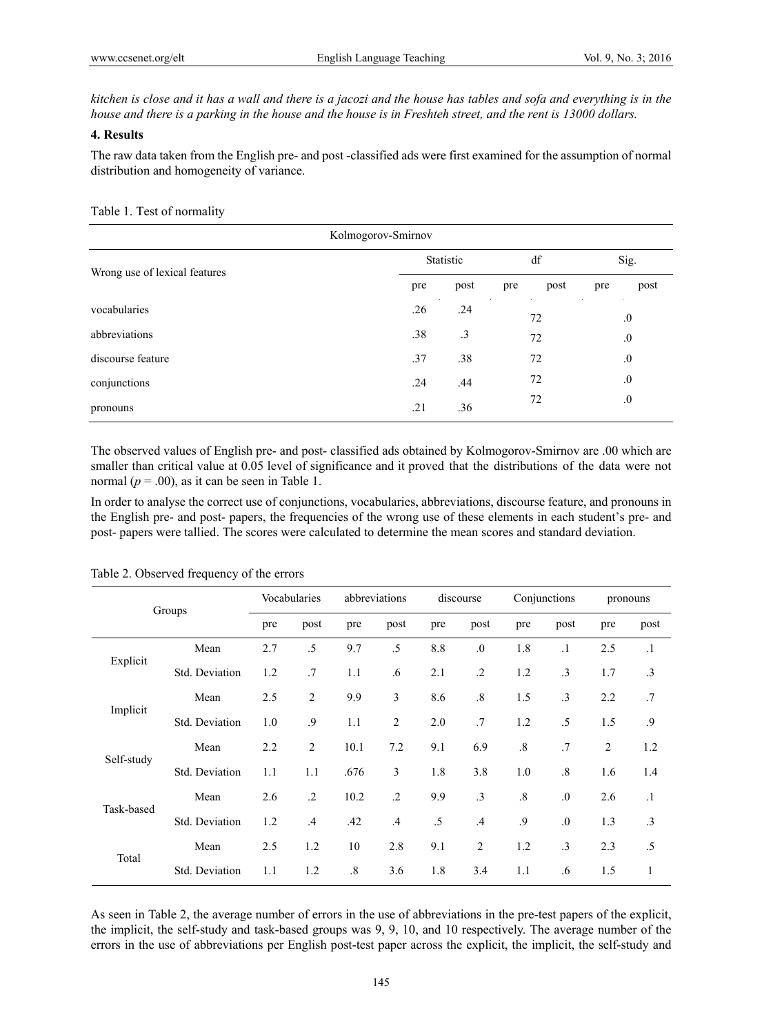*kitchen is close and it has a wall and there is a jacozi and the house has tables and sofa and everything is in the house and there is a parking in the house and the house is in Freshteh street, and the rent is 13000 dollars.*

## 4. Results

The raw data taken from the English pre- and post -classified ads were first examined for the assumption of normal distribution and homogeneity of variance.

Table 1. Test of normality

| Kolmogorov-Smirnov | | | | | | |
|---|---|---|---|---|---|---|
| Wrong use of lexical features | Statistic | | df | | Sig. | |
| | pre | post | pre | post | pre | post |
| vocabularies | .26 | .24 | 72 | | .0 | |
| abbreviations | .38 | .3 | 72 | | .0 | |
| discourse feature | .37 | .38 | 72 | | .0 | |
| conjunctions | .24 | .44 | 72 | | .0 | |
| pronouns | .21 | .36 | 72 | | .0 | |

The observed values of English pre- and post- classified ads obtained by Kolmogorov-Smirnov are .00 which are smaller than critical value at 0.05 level of significance and it proved that the distributions of the data were not normal ($p = .00$), as it can be seen in Table 1.

In order to analyse the correct use of conjunctions, vocabularies, abbreviations, discourse feature, and pronouns in the English pre- and post- papers, the frequencies of the wrong use of these elements in each student's pre- and post- papers were tallied. The scores were calculated to determine the mean scores and standard deviation.

Table 2. Observed frequency of the errors

| Groups | | Vocabularies | | abbreviations | | discourse | | Conjunctions | | pronouns | |
|---|---|---|---|---|---|---|---|---|---|---|---|
| | | pre | post | pre | post | pre | post | pre | post | pre | post |
| Explicit | Mean | 2.7 | .5 | 9.7 | .5 | 8.8 | .0 | 1.8 | .1 | 2.5 | .1 |
| | Std. Deviation | 1.2 | .7 | 1.1 | .6 | 2.1 | .2 | 1.2 | .3 | 1.7 | .3 |
| Implicit | Mean | 2.5 | 2 | 9.9 | 3 | 8.6 | .8 | 1.5 | .3 | 2.2 | .7 |
| | Std. Deviation | 1.0 | .9 | 1.1 | 2 | 2.0 | .7 | 1.2 | .5 | 1.5 | .9 |
| Self-study | Mean | 2.2 | 2 | 10.1 | 7.2 | 9.1 | 6.9 | .8 | .7 | 2 | 1.2 |
| | Std. Deviation | 1.1 | 1.1 | .676 | 3 | 1.8 | 3.8 | 1.0 | .8 | 1.6 | 1.4 |
| Task-based | Mean | 2.6 | .2 | 10.2 | .2 | 9.9 | .3 | .8 | .0 | 2.6 | .1 |
| | Std. Deviation | 1.2 | .4 | .42 | .4 | .5 | .4 | .9 | .0 | 1.3 | .3 |
| Total | Mean | 2.5 | 1.2 | 10 | 2.8 | 9.1 | 2 | 1.2 | .3 | 2.3 | .5 |
| | Std. Deviation | 1.1 | 1.2 | .8 | 3.6 | 1.8 | 3.4 | 1.1 | .6 | 1.5 | 1 |

As seen in Table 2, the average number of errors in the use of abbreviations in the pre-test papers of the explicit, the implicit, the self-study and task-based groups was 9, 9, 10, and 10 respectively. The average number of the errors in the use of abbreviations per English post-test paper across the explicit, the implicit, the self-study and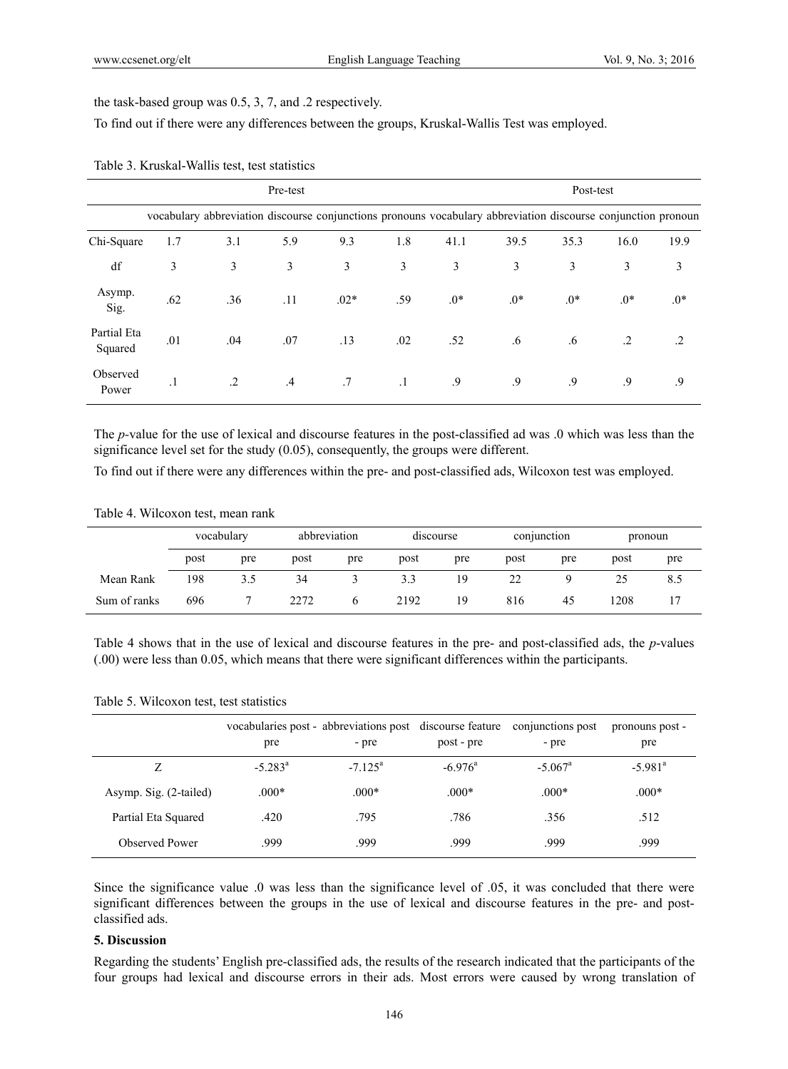the task-based group was 0.5, 3, 7, and .2 respectively.

To find out if there were any differences between the groups, Kruskal-Wallis Test was employed.

Table 3. Kruskal-Wallis test, test statistics

| | Pre-test | | | | | Post-test | | | | |
|---|---|---|---|---|---|---|---|---|---|---|
| | vocabulary | abbreviation | discourse | conjunctions | pronouns | vocabulary | abbreviation | discourse | conjunction | pronoun |
| Chi-Square | 1.7 | 3.1 | 5.9 | 9.3 | 1.8 | 41.1 | 39.5 | 35.3 | 16.0 | 19.9 |
| df | 3 | 3 | 3 | 3 | 3 | 3 | 3 | 3 | 3 | 3 |
| Asymp. Sig. | .62 | .36 | .11 | .02* | .59 | .0* | .0* | .0* | .0* | .0* |
| Partial Eta Squared | .01 | .04 | .07 | .13 | .02 | .52 | .6 | .6 | .2 | .2 |
| Observed Power | .1 | .2 | .4 | .7 | .1 | .9 | .9 | .9 | .9 | .9 |

The *p*-value for the use of lexical and discourse features in the post-classified ad was .0 which was less than the significance level set for the study (0.05), consequently, the groups were different.

To find out if there were any differences within the pre- and post-classified ads, Wilcoxon test was employed.

Table 4. Wilcoxon test, mean rank

| | vocabulary | | abbreviation | | discourse | | conjunction | | pronoun | |
|---|---|---|---|---|---|---|---|---|---|---|
| | post | pre | post | pre | post | pre | post | pre | post | pre |
| Mean Rank | 198 | 3.5 | 34 | 3 | 3.3 | 19 | 22 | 9 | 25 | 8.5 |
| Sum of ranks | 696 | 7 | 2272 | 6 | 2192 | 19 | 816 | 45 | 1208 | 17 |

Table 4 shows that in the use of lexical and discourse features in the pre- and post-classified ads, the *p*-values (.00) were less than 0.05, which means that there were significant differences within the participants.

Table 5. Wilcoxon test, test statistics

| | vocabularies post - pre | abbreviations post - pre | discourse feature post - pre | conjunctions post - pre | pronouns post - pre |
|---|---|---|---|---|---|
| Z | -5.283[a] | -7.125[a] | -6.976[a] | -5.067[a] | -5.981[a] |
| Asymp. Sig. (2-tailed) | .000* | .000* | .000* | .000* | .000* |
| Partial Eta Squared | .420 | .795 | .786 | .356 | .512 |
| Observed Power | .999 | .999 | .999 | .999 | .999 |

Since the significance value .0 was less than the significance level of .05, it was concluded that there were significant differences between the groups in the use of lexical and discourse features in the pre- and post-classified ads.

## 5. Discussion

Regarding the students' English pre-classified ads, the results of the research indicated that the participants of the four groups had lexical and discourse errors in their ads. Most errors were caused by wrong translation of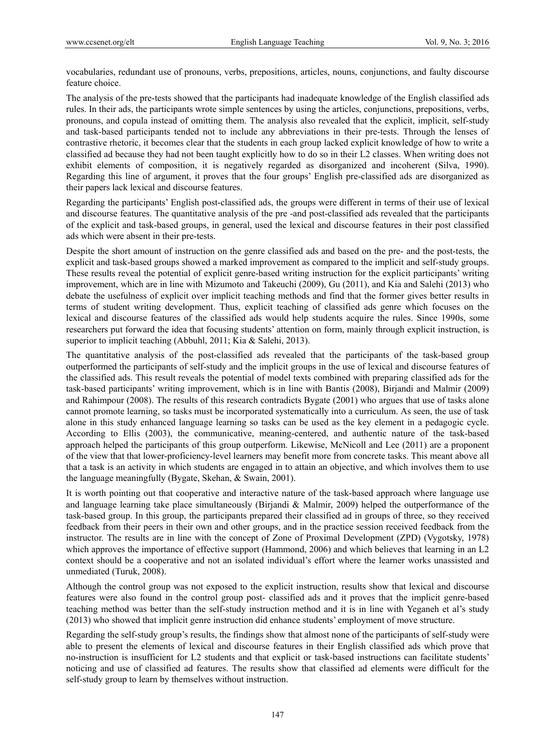vocabularies, redundant use of pronouns, verbs, prepositions, articles, nouns, conjunctions, and faulty discourse feature choice.

The analysis of the pre-tests showed that the participants had inadequate knowledge of the English classified ads rules. In their ads, the participants wrote simple sentences by using the articles, conjunctions, prepositions, verbs, pronouns, and copula instead of omitting them. The analysis also revealed that the explicit, implicit, self-study and task-based participants tended not to include any abbreviations in their pre-tests. Through the lenses of contrastive rhetoric, it becomes clear that the students in each group lacked explicit knowledge of how to write a classified ad because they had not been taught explicitly how to do so in their L2 classes. When writing does not exhibit elements of composition, it is negatively regarded as disorganized and incoherent (Silva, 1990). Regarding this line of argument, it proves that the four groups' English pre-classified ads are disorganized as their papers lack lexical and discourse features.

Regarding the participants' English post-classified ads, the groups were different in terms of their use of lexical and discourse features. The quantitative analysis of the pre -and post-classified ads revealed that the participants of the explicit and task-based groups, in general, used the lexical and discourse features in their post classified ads which were absent in their pre-tests.

Despite the short amount of instruction on the genre classified ads and based on the pre- and the post-tests, the explicit and task-based groups showed a marked improvement as compared to the implicit and self-study groups. These results reveal the potential of explicit genre-based writing instruction for the explicit participants' writing improvement, which are in line with Mizumoto and Takeuchi (2009), Gu (2011), and Kia and Salehi (2013) who debate the usefulness of explicit over implicit teaching methods and find that the former gives better results in terms of student writing development. Thus, explicit teaching of classified ads genre which focuses on the lexical and discourse features of the classified ads would help students acquire the rules. Since 1990s, some researchers put forward the idea that focusing students' attention on form, mainly through explicit instruction, is superior to implicit teaching (Abbuhl, 2011; Kia & Salehi, 2013).

The quantitative analysis of the post-classified ads revealed that the participants of the task-based group outperformed the participants of self-study and the implicit groups in the use of lexical and discourse features of the classified ads. This result reveals the potential of model texts combined with preparing classified ads for the task-based participants' writing improvement, which is in line with Bantis (2008), Birjandi and Malmir (2009) and Rahimpour (2008). The results of this research contradicts Bygate (2001) who argues that use of tasks alone cannot promote learning, so tasks must be incorporated systematically into a curriculum. As seen, the use of task alone in this study enhanced language learning so tasks can be used as the key element in a pedagogic cycle. According to Ellis (2003), the communicative, meaning-centered, and authentic nature of the task-based approach helped the participants of this group outperform. Likewise, McNicoll and Lee (2011) are a proponent of the view that that lower-proficiency-level learners may benefit more from concrete tasks. This meant above all that a task is an activity in which students are engaged in to attain an objective, and which involves them to use the language meaningfully (Bygate, Skehan, & Swain, 2001).

It is worth pointing out that cooperative and interactive nature of the task-based approach where language use and language learning take place simultaneously (Birjandi & Malmir, 2009) helped the outperformance of the task-based group. In this group, the participants prepared their classified ad in groups of three, so they received feedback from their peers in their own and other groups, and in the practice session received feedback from the instructor. The results are in line with the concept of Zone of Proximal Development (ZPD) (Vygotsky, 1978) which approves the importance of effective support (Hammond, 2006) and which believes that learning in an L2 context should be a cooperative and not an isolated individual's effort where the learner works unassisted and unmediated (Turuk, 2008).

Although the control group was not exposed to the explicit instruction, results show that lexical and discourse features were also found in the control group post- classified ads and it proves that the implicit genre-based teaching method was better than the self-study instruction method and it is in line with Yeganeh et al's study (2013) who showed that implicit genre instruction did enhance students' employment of move structure.

Regarding the self-study group's results, the findings show that almost none of the participants of self-study were able to present the elements of lexical and discourse features in their English classified ads which prove that no-instruction is insufficient for L2 students and that explicit or task-based instructions can facilitate students' noticing and use of classified ad features. The results show that classified ad elements were difficult for the self-study group to learn by themselves without instruction.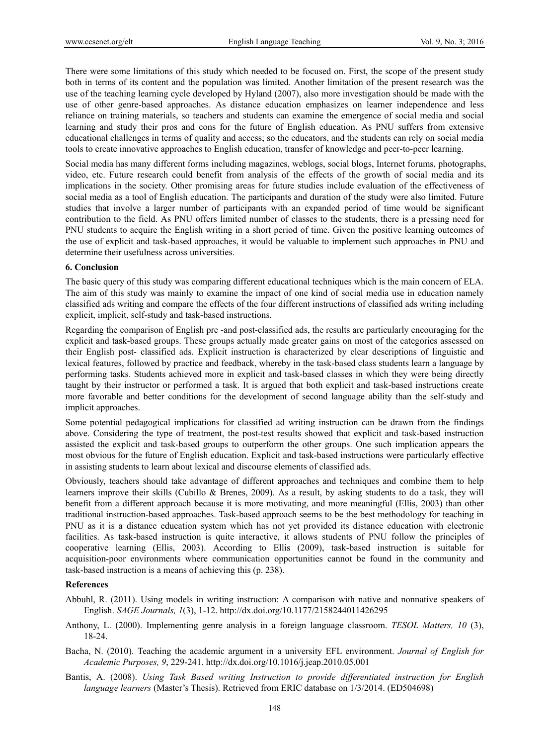There were some limitations of this study which needed to be focused on. First, the scope of the present study both in terms of its content and the population was limited. Another limitation of the present research was the use of the teaching learning cycle developed by Hyland (2007), also more investigation should be made with the use of other genre-based approaches. As distance education emphasizes on learner independence and less reliance on training materials, so teachers and students can examine the emergence of social media and social learning and study their pros and cons for the future of English education. As PNU suffers from extensive educational challenges in terms of quality and access; so the educators, and the students can rely on social media tools to create innovative approaches to English education, transfer of knowledge and peer-to-peer learning.

Social media has many different forms including magazines, weblogs, social blogs, Internet forums, photographs, video, etc. Future research could benefit from analysis of the effects of the growth of social media and its implications in the society. Other promising areas for future studies include evaluation of the effectiveness of social media as a tool of English education. The participants and duration of the study were also limited. Future studies that involve a larger number of participants with an expanded period of time would be significant contribution to the field. As PNU offers limited number of classes to the students, there is a pressing need for PNU students to acquire the English writing in a short period of time. Given the positive learning outcomes of the use of explicit and task-based approaches, it would be valuable to implement such approaches in PNU and determine their usefulness across universities.

### 6. Conclusion

The basic query of this study was comparing different educational techniques which is the main concern of ELA. The aim of this study was mainly to examine the impact of one kind of social media use in education namely classified ads writing and compare the effects of the four different instructions of classified ads writing including explicit, implicit, self-study and task-based instructions.

Regarding the comparison of English pre -and post-classified ads, the results are particularly encouraging for the explicit and task-based groups. These groups actually made greater gains on most of the categories assessed on their English post- classified ads. Explicit instruction is characterized by clear descriptions of linguistic and lexical features, followed by practice and feedback, whereby in the task-based class students learn a language by performing tasks. Students achieved more in explicit and task-based classes in which they were being directly taught by their instructor or performed a task. It is argued that both explicit and task-based instructions create more favorable and better conditions for the development of second language ability than the self-study and implicit approaches.

Some potential pedagogical implications for classified ad writing instruction can be drawn from the findings above. Considering the type of treatment, the post-test results showed that explicit and task-based instruction assisted the explicit and task-based groups to outperform the other groups. One such implication appears the most obvious for the future of English education. Explicit and task-based instructions were particularly effective in assisting students to learn about lexical and discourse elements of classified ads.

Obviously, teachers should take advantage of different approaches and techniques and combine them to help learners improve their skills (Cubillo & Brenes, 2009). As a result, by asking students to do a task, they will benefit from a different approach because it is more motivating, and more meaningful (Ellis, 2003) than other traditional instruction-based approaches. Task-based approach seems to be the best methodology for teaching in PNU as it is a distance education system which has not yet provided its distance education with electronic facilities. As task-based instruction is quite interactive, it allows students of PNU follow the principles of cooperative learning (Ellis, 2003). According to Ellis (2009), task-based instruction is suitable for acquisition-poor environments where communication opportunities cannot be found in the community and task-based instruction is a means of achieving this (p. 238).

### References

Abbuhl, R. (2011). Using models in writing instruction: A comparison with native and nonnative speakers of English. *SAGE Journals, 1*(3), 1-12. http://dx.doi.org/10.1177/2158244011426295

Anthony, L. (2000). Implementing genre analysis in a foreign language classroom. *TESOL Matters, 10* (3), 18-24.

Bacha, N. (2010). Teaching the academic argument in a university EFL environment. *Journal of English for Academic Purposes, 9*, 229-241. http://dx.doi.org/10.1016/j.jeap.2010.05.001

Bantis, A. (2008). *Using Task Based writing Instruction to provide differentiated instruction for English language learners* (Master's Thesis). Retrieved from ERIC database on 1/3/2014. (ED504698)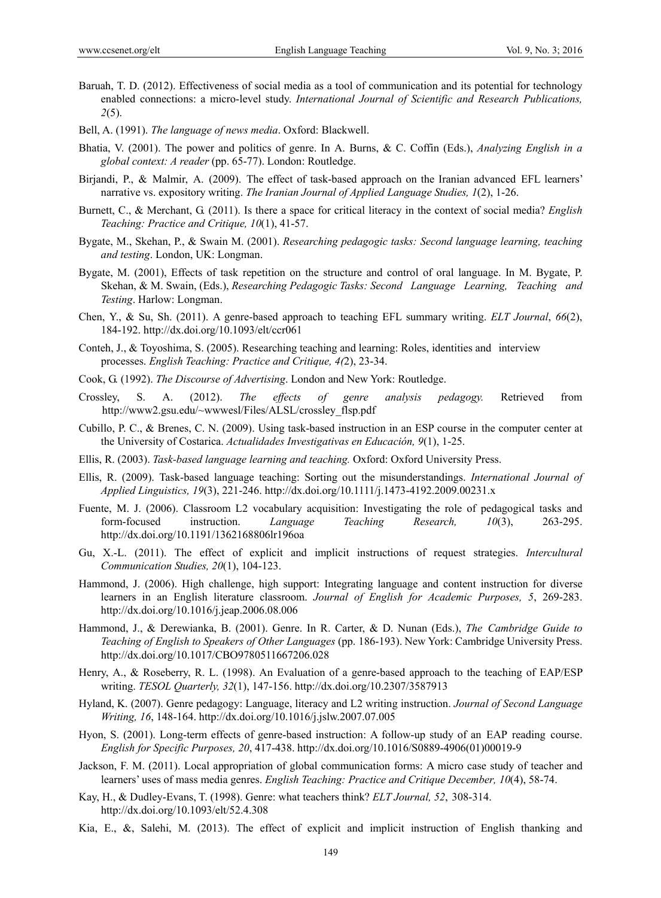Baruah, T. D. (2012). Effectiveness of social media as a tool of communication and its potential for technology enabled connections: a micro-level study. *International Journal of Scientific and Research Publications, 2*(5).

Bell, A. (1991). *The language of news media*. Oxford: Blackwell.

Bhatia, V. (2001). The power and politics of genre. In A. Burns, & C. Coffin (Eds.), *Analyzing English in a global context: A reader* (pp. 65-77). London: Routledge.

Birjandi, P., & Malmir, A. (2009). The effect of task-based approach on the Iranian advanced EFL learners' narrative vs. expository writing. *The Iranian Journal of Applied Language Studies, 1*(2), 1-26.

Burnett, C., & Merchant, G. (2011). Is there a space for critical literacy in the context of social media? *English Teaching: Practice and Critique, 10*(1), 41-57.

Bygate, M., Skehan, P., & Swain M. (2001). *Researching pedagogic tasks: Second language learning, teaching and testing*. London, UK: Longman.

Bygate, M. (2001), Effects of task repetition on the structure and control of oral language. In M. Bygate, P. Skehan, & M. Swain, (Eds.), *Researching Pedagogic Tasks: Second Language Learning, Teaching and Testing*. Harlow: Longman.

Chen, Y., & Su, Sh. (2011). A genre-based approach to teaching EFL summary writing. *ELT Journal*, *66*(2), 184-192. http://dx.doi.org/10.1093/elt/ccr061

Conteh, J., & Toyoshima, S. (2005). Researching teaching and learning: Roles, identities and interview processes. *English Teaching: Practice and Critique, 4(*2), 23-34.

Cook, G. (1992). *The Discourse of Advertising*. London and New York: Routledge.

Crossley, S. A. (2012). *The effects of genre analysis pedagogy.* Retrieved from http://www2.gsu.edu/~wwwesl/Files/ALSL/crossley_flsp.pdf

Cubillo, P. C., & Brenes, C. N. (2009). Using task-based instruction in an ESP course in the computer center at the University of Costarica. *Actualidades Investigativas en Educación, 9*(1), 1-25.

Ellis, R. (2003). *Task-based language learning and teaching.* Oxford: Oxford University Press.

Ellis, R. (2009). Task-based language teaching: Sorting out the misunderstandings. *International Journal of Applied Linguistics, 19*(3), 221-246. http://dx.doi.org/10.1111/j.1473-4192.2009.00231.x

Fuente, M. J. (2006). Classroom L2 vocabulary acquisition: Investigating the role of pedagogical tasks and form-focused instruction. *Language Teaching Research, 10*(3), 263-295. http://dx.doi.org/10.1191/1362168806lr196oa

Gu, X.-L. (2011). The effect of explicit and implicit instructions of request strategies. *Intercultural Communication Studies, 20*(1), 104-123.

Hammond, J. (2006). High challenge, high support: Integrating language and content instruction for diverse learners in an English literature classroom. *Journal of English for Academic Purposes, 5*, 269-283. http://dx.doi.org/10.1016/j.jeap.2006.08.006

Hammond, J., & Derewianka, B. (2001). Genre. In R. Carter, & D. Nunan (Eds.), *The Cambridge Guide to Teaching of English to Speakers of Other Languages* (pp. 186-193). New York: Cambridge University Press. http://dx.doi.org/10.1017/CBO9780511667206.028

Henry, A., & Roseberry, R. L. (1998). An Evaluation of a genre-based approach to the teaching of EAP/ESP writing. *TESOL Quarterly, 32*(1), 147-156. http://dx.doi.org/10.2307/3587913

Hyland, K. (2007). Genre pedagogy: Language, literacy and L2 writing instruction. *Journal of Second Language Writing, 16*, 148-164. http://dx.doi.org/10.1016/j.jslw.2007.07.005

Hyon, S. (2001). Long-term effects of genre-based instruction: A follow-up study of an EAP reading course. *English for Specific Purposes, 20*, 417-438. http://dx.doi.org/10.1016/S0889-4906(01)00019-9

Jackson, F. M. (2011). Local appropriation of global communication forms: A micro case study of teacher and learners' uses of mass media genres. *English Teaching: Practice and Critique December, 10*(4), 58-74.

Kay, H., & Dudley-Evans, T. (1998). Genre: what teachers think? *ELT Journal, 52*, 308-314. http://dx.doi.org/10.1093/elt/52.4.308

Kia, E., &, Salehi, M. (2013). The effect of explicit and implicit instruction of English thanking and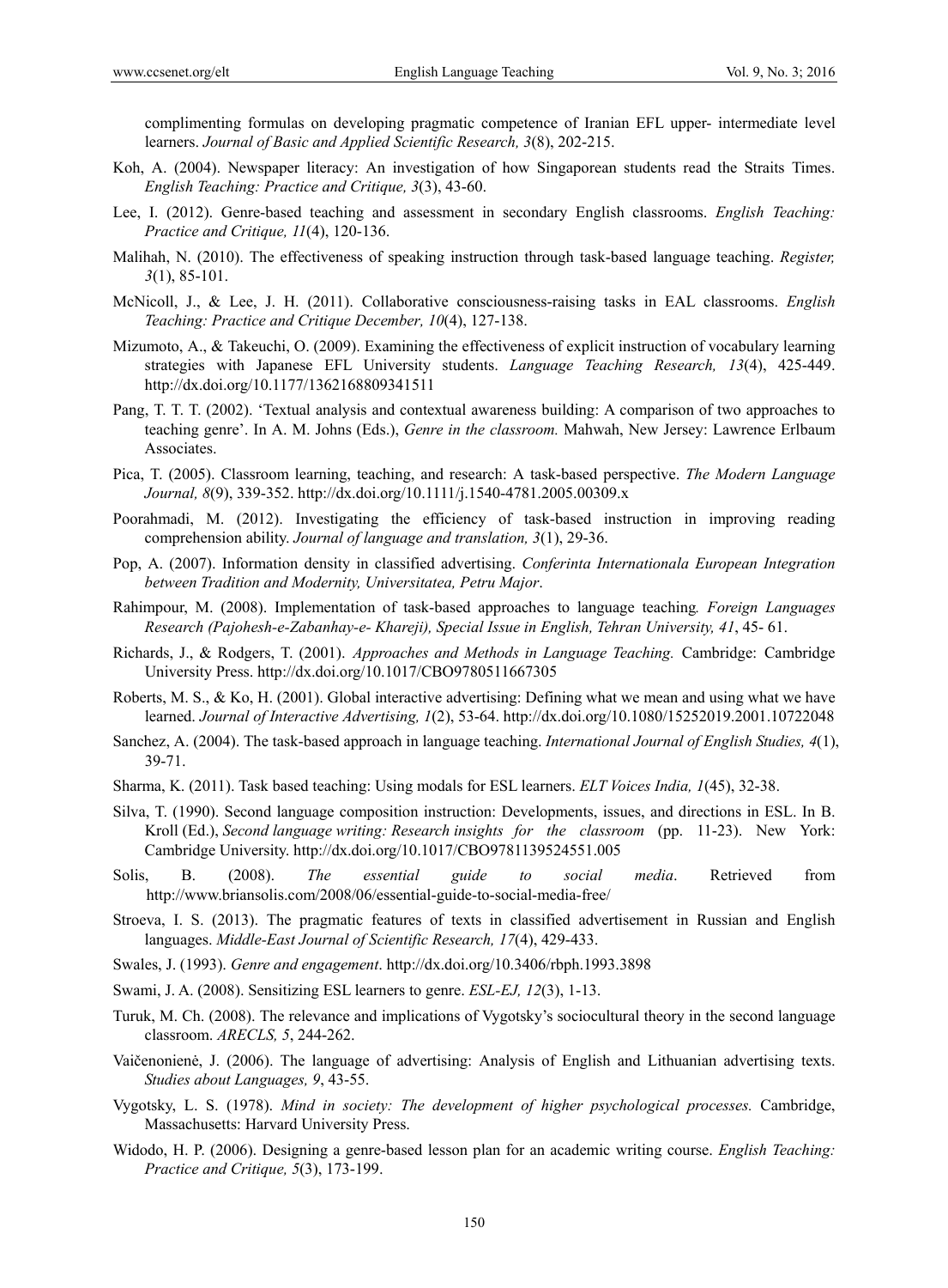complimenting formulas on developing pragmatic competence of Iranian EFL upper- intermediate level learners. *Journal of Basic and Applied Scientific Research, 3*(8), 202-215.

Koh, A. (2004). Newspaper literacy: An investigation of how Singaporean students read the Straits Times. *English Teaching: Practice and Critique, 3*(3), 43-60.

Lee, I. (2012). Genre-based teaching and assessment in secondary English classrooms. *English Teaching: Practice and Critique, 11*(4), 120-136.

Malihah, N. (2010). The effectiveness of speaking instruction through task-based language teaching. *Register, 3*(1), 85-101.

McNicoll, J., & Lee, J. H. (2011). Collaborative consciousness-raising tasks in EAL classrooms. *English Teaching: Practice and Critique December, 10*(4), 127-138.

Mizumoto, A., & Takeuchi, O. (2009). Examining the effectiveness of explicit instruction of vocabulary learning strategies with Japanese EFL University students. *Language Teaching Research, 13*(4), 425-449. http://dx.doi.org/10.1177/1362168809341511

Pang, T. T. T. (2002). 'Textual analysis and contextual awareness building: A comparison of two approaches to teaching genre'. In A. M. Johns (Eds.), *Genre in the classroom.* Mahwah, New Jersey: Lawrence Erlbaum Associates.

Pica, T. (2005). Classroom learning, teaching, and research: A task-based perspective. *The Modern Language Journal, 8*(9), 339-352. http://dx.doi.org/10.1111/j.1540-4781.2005.00309.x

Poorahmadi, M. (2012). Investigating the efficiency of task-based instruction in improving reading comprehension ability. *Journal of language and translation, 3*(1), 29-36.

Pop, A. (2007). Information density in classified advertising. *Conferinta Internationala European Integration between Tradition and Modernity, Universitatea, Petru Major*.

Rahimpour, M. (2008). Implementation of task-based approaches to language teaching*. Foreign Languages Research (Pajohesh-e-Zabanhay-e- Khareji), Special Issue in English, Tehran University, 41*, 45- 61.

Richards, J., & Rodgers, T. (2001). *Approaches and Methods in Language Teaching.* Cambridge: Cambridge University Press. http://dx.doi.org/10.1017/CBO9780511667305

Roberts, M. S., & Ko, H. (2001). Global interactive advertising: Defining what we mean and using what we have learned. *Journal of Interactive Advertising, 1*(2), 53-64. http://dx.doi.org/10.1080/15252019.2001.10722048

Sanchez, A. (2004). The task-based approach in language teaching. *International Journal of English Studies, 4*(1), 39-71.

Sharma, K. (2011). Task based teaching: Using modals for ESL learners. *ELT Voices India, 1*(45), 32-38.

Silva, T. (1990). Second language composition instruction: Developments, issues, and directions in ESL. In B. Kroll (Ed.), *Second language writing: Research insights for the classroom* (pp. 11-23). New York: Cambridge University. http://dx.doi.org/10.1017/CBO9781139524551.005

Solis, B. (2008). *The essential guide to social media*. Retrieved from http://www.briansolis.com/2008/06/essential-guide-to-social-media-free/

Stroeva, I. S. (2013). The pragmatic features of texts in classified advertisement in Russian and English languages. *Middle-East Journal of Scientific Research, 17*(4), 429-433.

Swales, J. (1993). *Genre and engagement*. http://dx.doi.org/10.3406/rbph.1993.3898

Swami, J. A. (2008). Sensitizing ESL learners to genre. *ESL-EJ, 12*(3), 1-13.

Turuk, M. Ch. (2008). The relevance and implications of Vygotsky's sociocultural theory in the second language classroom. *ARECLS, 5*, 244-262.

Vaičenonienė, J. (2006). The language of advertising: Analysis of English and Lithuanian advertising texts. *Studies about Languages, 9*, 43-55.

Vygotsky, L. S. (1978). *Mind in society: The development of higher psychological processes.* Cambridge, Massachusetts: Harvard University Press.

Widodo, H. P. (2006). Designing a genre-based lesson plan for an academic writing course. *English Teaching: Practice and Critique, 5*(3), 173-199.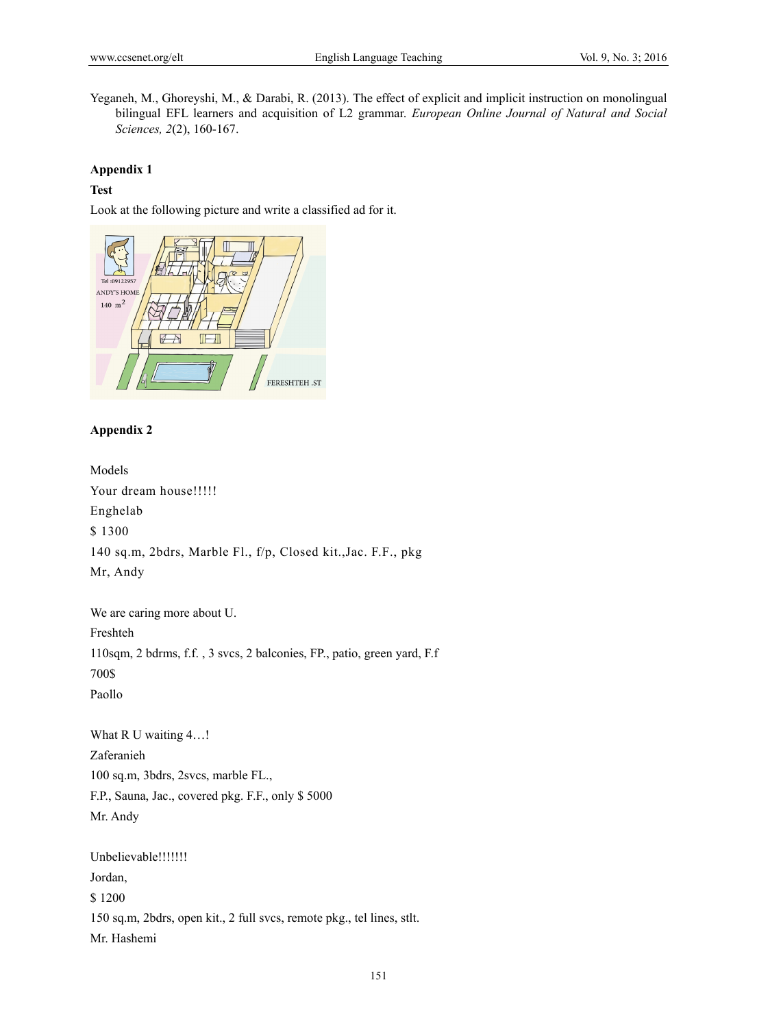Yeganeh, M., Ghoreyshi, M., & Darabi, R. (2013). The effect of explicit and implicit instruction on monolingual bilingual EFL learners and acquisition of L2 grammar. *European Online Journal of Natural and Social Sciences, 2*(2), 160-167.

**Appendix 1**

**Test**

Look at the following picture and write a classified ad for it.

**Appendix 2**

Models

Your dream house!!!!!

Enghelab

$ 1300

140 sq.m, 2bdrs, Marble Fl., f/p, Closed kit.,Jac. F.F., pkg

Mr, Andy

We are caring more about U.

Freshteh

110sqm, 2 bdrms, f.f. , 3 svcs, 2 balconies, FP., patio, green yard, F.f

700$

Paollo

What R U waiting 4…!

Zaferanieh

100 sq.m, 3bdrs, 2svcs, marble FL.,

F.P., Sauna, Jac., covered pkg. F.F., only $ 5000

Mr. Andy

Unbelievable!!!!!!!

Jordan,

$ 1200

150 sq.m, 2bdrs, open kit., 2 full svcs, remote pkg., tel lines, stlt.

Mr. Hashemi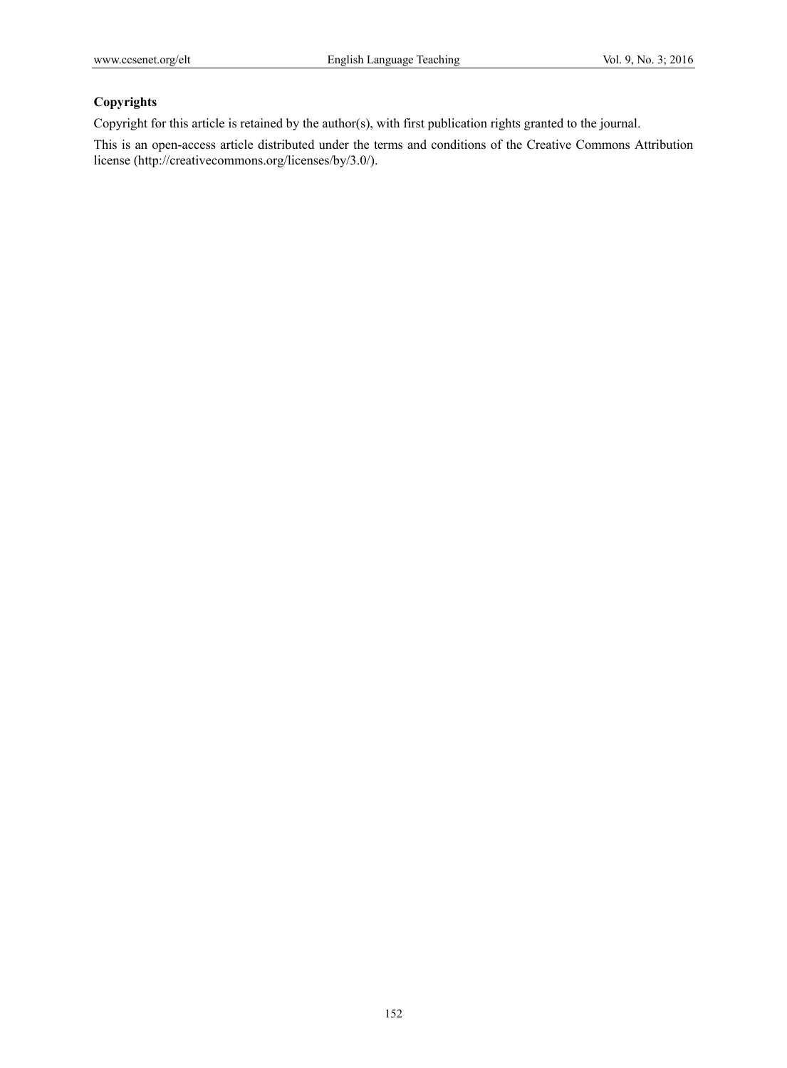**Copyrights**

Copyright for this article is retained by the author(s), with first publication rights granted to the journal.

This is an open-access article distributed under the terms and conditions of the Creative Commons Attribution license (http://creativecommons.org/licenses/by/3.0/).